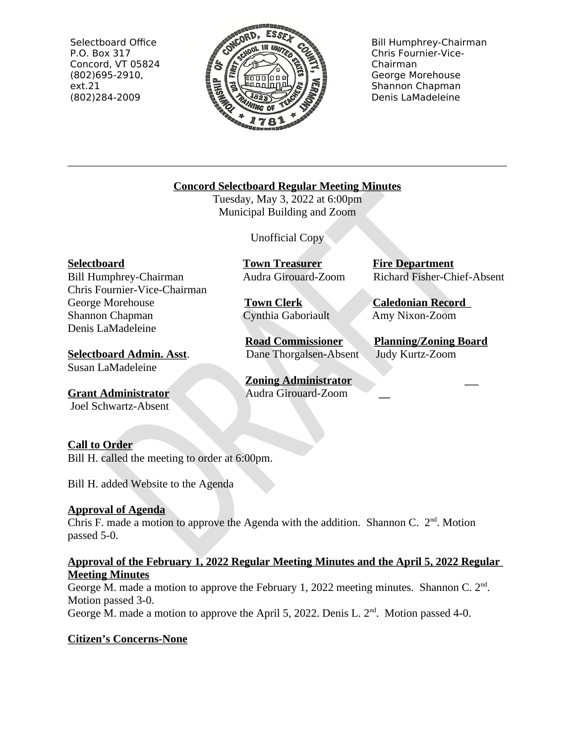Selectbooard Office
P.O. Box 317
Concord, VT 05824
(802)695-2910, ext.21
(802)284-2009

Bill Humphrey-Chairman
Chris Fournier-Vice-Chairman
George Morehouse
Shannon Chapman
Denis LaMadeleine

---

**Concord Selectboard Regular Meeting Minutes**
Tuesday, May 3, 2022 at 6:00pm
Municipal Building and Zoom

Unofficial Copy

**Selectboard**
Bill Humphrey-Chairman
Chris Fournier-Vice-Chairman
George Morehouse
Shannon Chapman
Denis LaMadeleine

**Selectboard Admin. Asst**.
Susan LaMadeleine

**Grant Administrator**
Joel Schwartz-Absent

**Town Treasurer**
Audra Girouard-Zoom

**Town Clerk**
Cynthia Gaboriault

**Road Commissioner**
Dane Thorgalsen-Absent

**Zoning Administrator**
Audra Girouard-Zoom

**Fire Department**
Richard Fisher-Chief-Absent

**Caledonian Record**
Amy Nixon-Zoom

**Planning/Zoning Board**
Judy Kurtz-Zoom

**Call to Order**
Bill H. called the meeting to order at 6:00pm.

Bill H. added Website to the Agenda

**Approval of Agenda**
Chris F. made a motion to approve the Agenda with the addition. Shannon C. 2nd. Motion passed 5-0.

**Approval of the February 1, 2022 Regular Meeting Minutes and the April 5, 2022 Regular Meeting Minutes**
George M. made a motion to approve the February 1, 2022 meeting minutes. Shannon C. 2nd. Motion passed 3-0.
George M. made a motion to approve the April 5, 2022. Denis L. 2nd. Motion passed 4-0.

**Citizen's Concerns-None**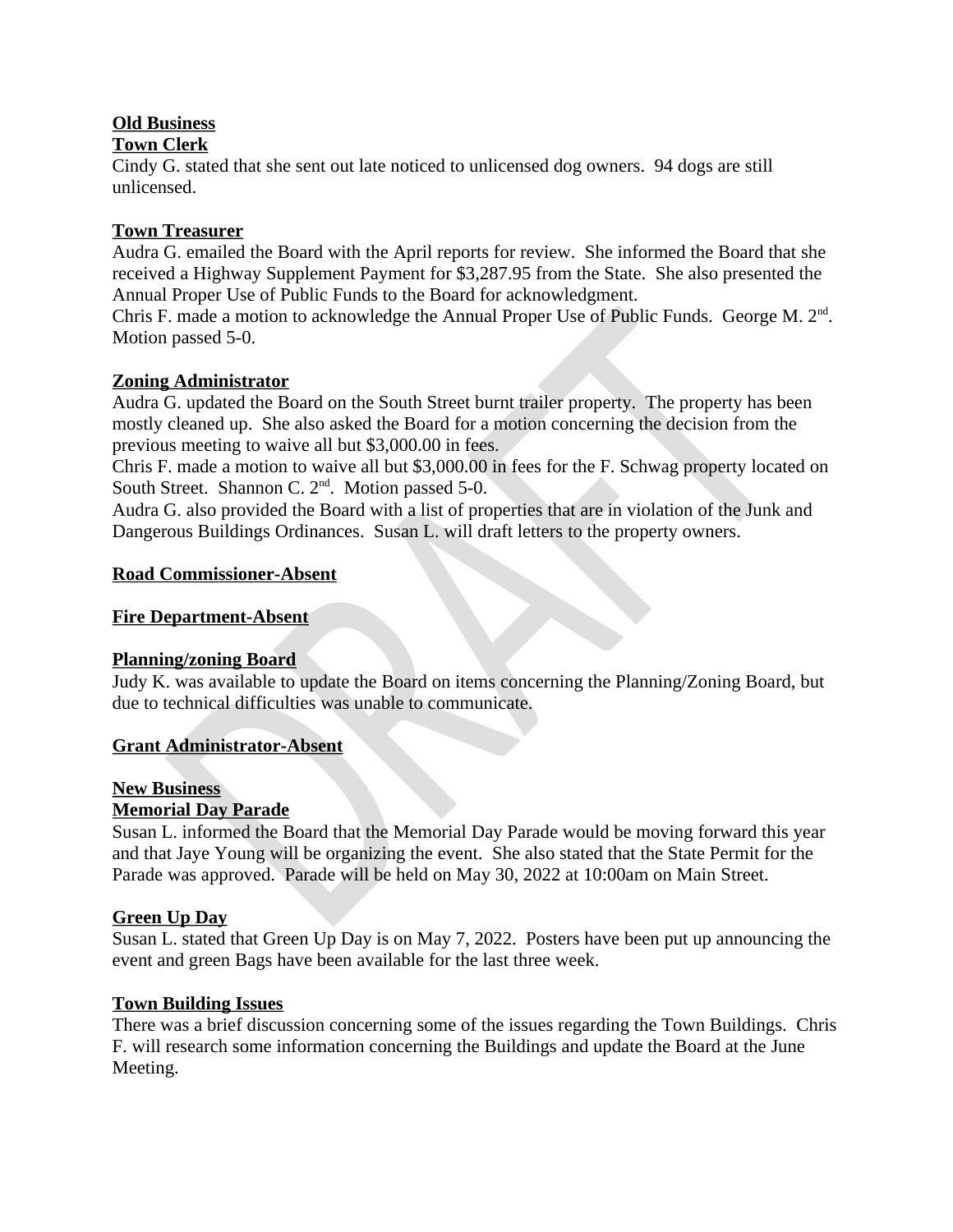**Old Business**

**Town Clerk**

Cindy G. stated that she sent out late noticed to unlicensed dog owners. 94 dogs are still unlicensed.

**Town Treasurer**

Audra G. emailed the Board with the April reports for review. She informed the Board that she received a Highway Supplement Payment for $3,287.95 from the State. She also presented the Annual Proper Use of Public Funds to the Board for acknowledgment.

Chris F. made a motion to acknowledge the Annual Proper Use of Public Funds. George M. 2nd. Motion passed 5-0.

**Zoning Administrator**

Audra G. updated the Board on the South Street burnt trailer property. The property has been mostly cleaned up. She also asked the Board for a motion concerning the decision from the previous meeting to waive all but $3,000.00 in fees.

Chris F. made a motion to waive all but $3,000.00 in fees for the F. Schwag property located on South Street. Shannon C. 2nd. Motion passed 5-0.

Audra G. also provided the Board with a list of properties that are in violation of the Junk and Dangerous Buildings Ordinances. Susan L. will draft letters to the property owners.

**Road Commissioner-Absent**

**Fire Department-Absent**

**Planning/zoning Board**

Judy K. was available to update the Board on items concerning the Planning/Zoning Board, but due to technical difficulties was unable to communicate.

**Grant Administrator-Absent**

**New Business**

**Memorial Day Parade**

Susan L. informed the Board that the Memorial Day Parade would be moving forward this year and that Jaye Young will be organizing the event. She also stated that the State Permit for the Parade was approved. Parade will be held on May 30, 2022 at 10:00am on Main Street.

**Green Up Day**

Susan L. stated that Green Up Day is on May 7, 2022. Posters have been put up announcing the event and green Bags have been available for the last three week.

**Town Building Issues**

There was a brief discussion concerning some of the issues regarding the Town Buildings. Chris F. will research some information concerning the Buildings and update the Board at the June Meeting.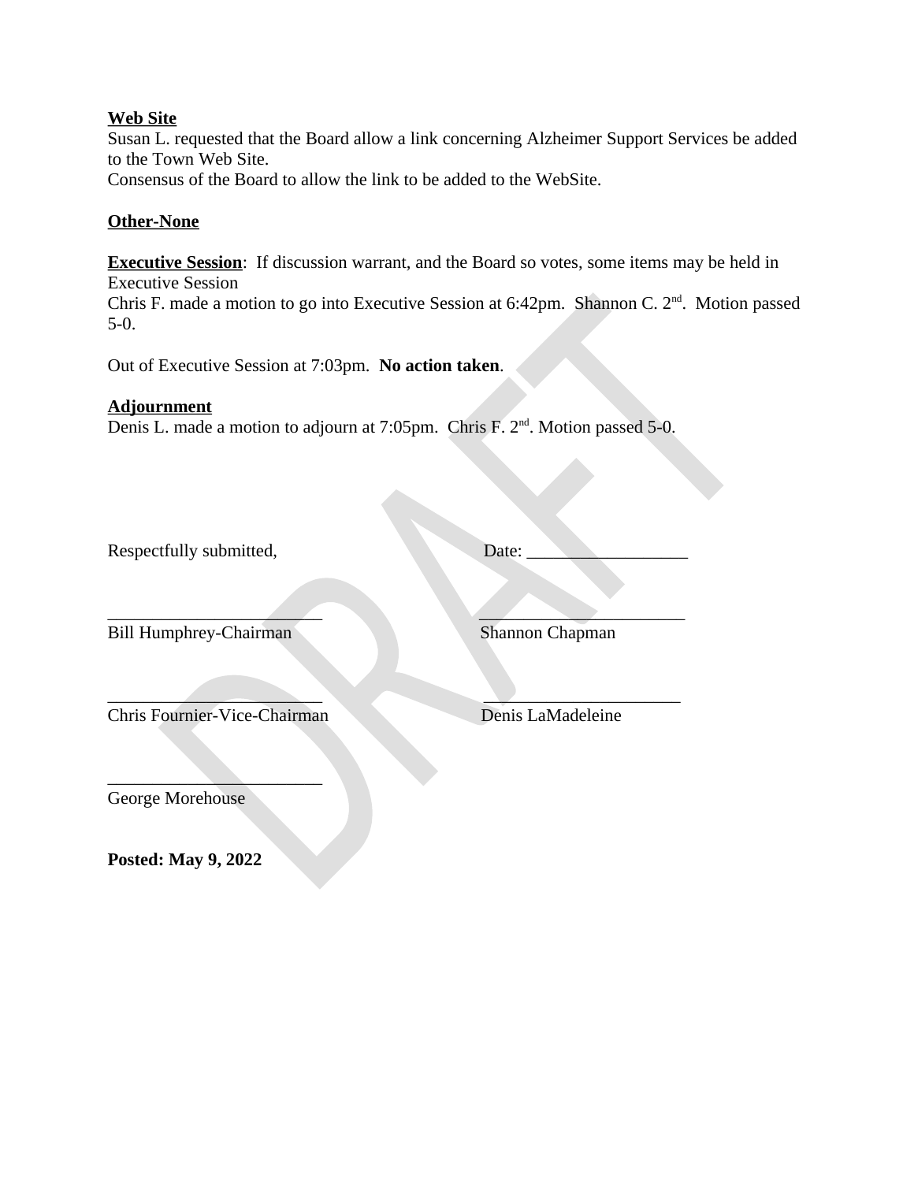**Web Site**
Susan L. requested that the Board allow a link concerning Alzheimer Support Services be added to the Town Web Site.
Consensus of the Board to allow the link to be added to the WebSite.

**Other-None**

**Executive Session**: If discussion warrant, and the Board so votes, some items may be held in Executive Session
Chris F. made a motion to go into Executive Session at 6:42pm. Shannon C. 2nd. Motion passed 5-0.

Out of Executive Session at 7:03pm. **No action taken**.

**Adjournment**
Denis L. made a motion to adjourn at 7:05pm. Chris F. 2nd. Motion passed 5-0.

Respectfully submitted, Date: ___________________

________________________
Bill Humphrey-Chairman

________________________
Shannon Chapman

________________________
Chris Fournier-Vice-Chairman

________________________
Denis LaMadeleine

________________________
George Morehouse

**Posted: May 9, 2022**

DRAFT